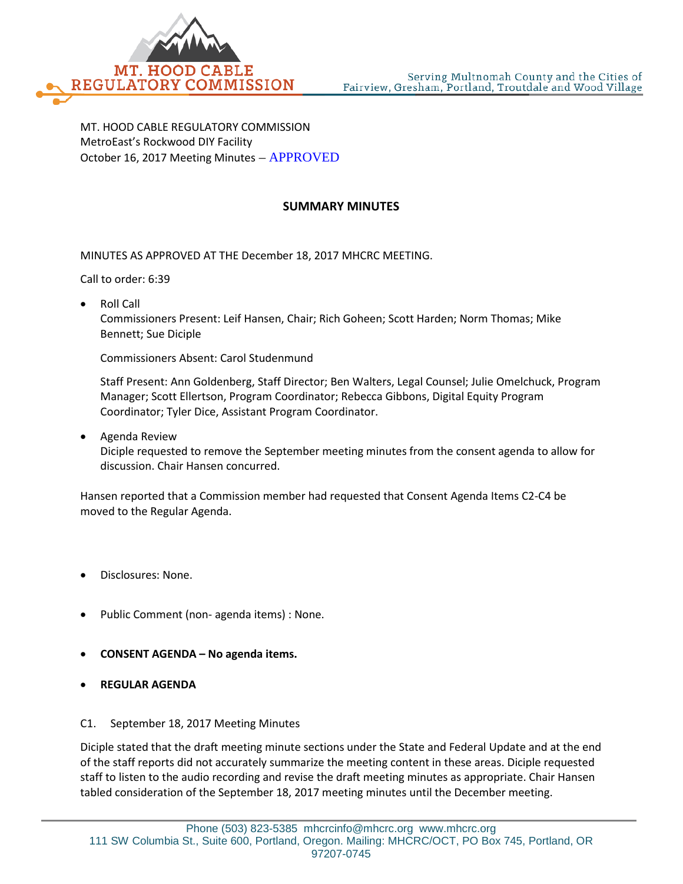MT. HOOD CABLE REGULATORY COMMISSION
MetroEast's Rockwood DIY Facility
October 16, 2017 Meeting Minutes – APPROVED

## SUMMARY MINUTES

MINUTES AS APPROVED AT THE December 18, 2017 MHCRC MEETING.

Call to order: 6:39

- Roll Call
  Commissioners Present: Leif Hansen, Chair; Rich Goheen; Scott Harden; Norm Thomas; Mike Bennett; Sue Diciple

  Commissioners Absent: Carol Studenmund

  Staff Present: Ann Goldenberg, Staff Director; Ben Walters, Legal Counsel; Julie Omelchuck, Program Manager; Scott Ellertson, Program Coordinator; Rebecca Gibbons, Digital Equity Program Coordinator; Tyler Dice, Assistant Program Coordinator.

- Agenda Review
  Diciple requested to remove the September meeting minutes from the consent agenda to allow for discussion. Chair Hansen concurred.

Hansen reported that a Commission member had requested that Consent Agenda Items C2-C4 be moved to the Regular Agenda.

- Disclosures: None.

- Public Comment (non- agenda items) : None.

- **CONSENT AGENDA – No agenda items.**

- **REGULAR AGENDA**

C1. September 18, 2017 Meeting Minutes

Diciple stated that the draft meeting minute sections under the State and Federal Update and at the end of the staff reports did not accurately summarize the meeting content in these areas. Diciple requested staff to listen to the audio recording and revise the draft meeting minutes as appropriate. Chair Hansen tabled consideration of the September 18, 2017 meeting minutes until the December meeting.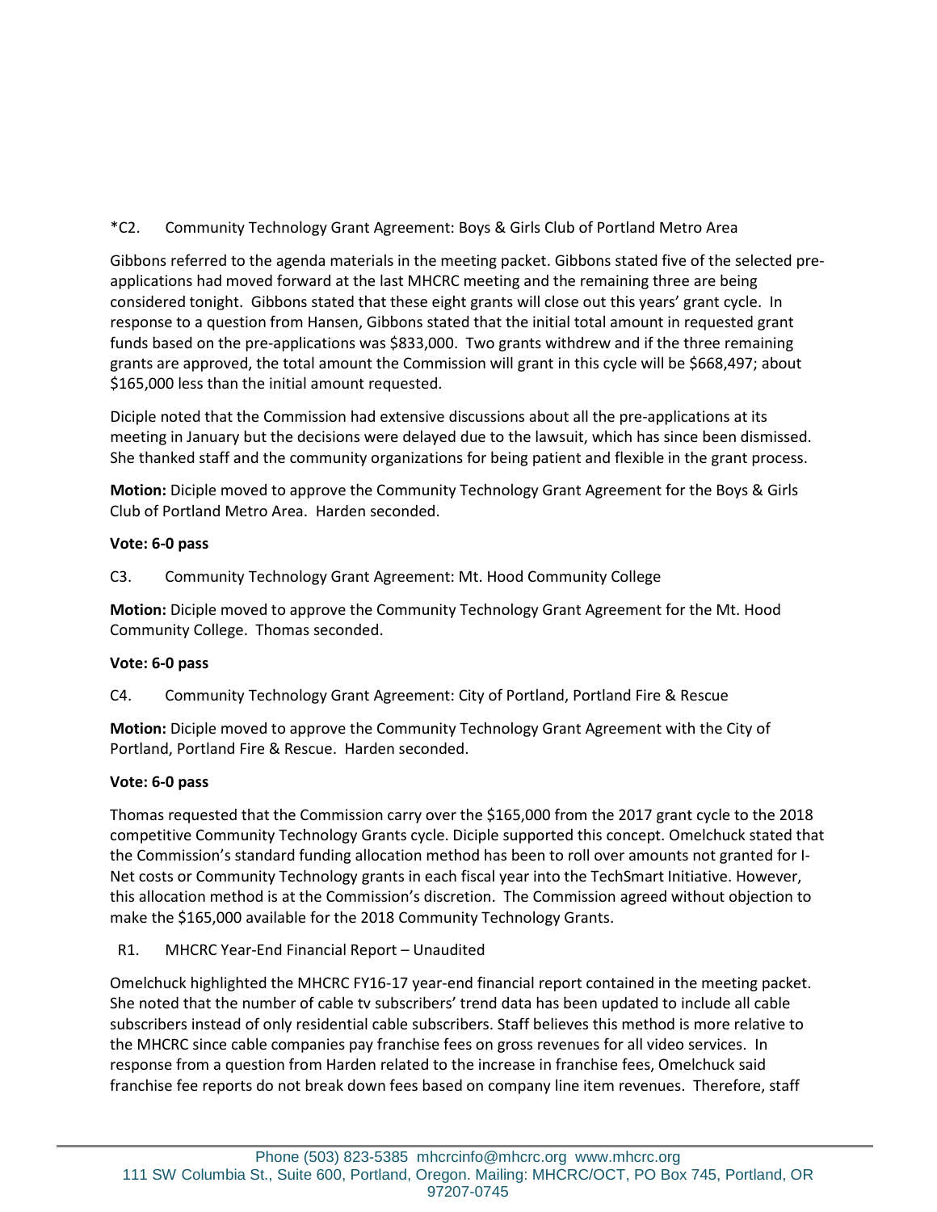*C2. Community Technology Grant Agreement: Boys & Girls Club of Portland Metro Area

Gibbons referred to the agenda materials in the meeting packet. Gibbons stated five of the selected pre-applications had moved forward at the last MHCRC meeting and the remaining three are being considered tonight. Gibbons stated that these eight grants will close out this years' grant cycle. In response to a question from Hansen, Gibbons stated that the initial total amount in requested grant funds based on the pre-applications was $833,000. Two grants withdrew and if the three remaining grants are approved, the total amount the Commission will grant in this cycle will be $668,497; about $165,000 less than the initial amount requested.

Diciple noted that the Commission had extensive discussions about all the pre-applications at its meeting in January but the decisions were delayed due to the lawsuit, which has since been dismissed. She thanked staff and the community organizations for being patient and flexible in the grant process.

**Motion:** Diciple moved to approve the Community Technology Grant Agreement for the Boys & Girls Club of Portland Metro Area. Harden seconded.

**Vote: 6-0 pass**

C3. Community Technology Grant Agreement: Mt. Hood Community College

**Motion:** Diciple moved to approve the Community Technology Grant Agreement for the Mt. Hood Community College. Thomas seconded.

**Vote: 6-0 pass**

C4. Community Technology Grant Agreement: City of Portland, Portland Fire & Rescue

**Motion:** Diciple moved to approve the Community Technology Grant Agreement with the City of Portland, Portland Fire & Rescue. Harden seconded.

**Vote: 6-0 pass**

Thomas requested that the Commission carry over the $165,000 from the 2017 grant cycle to the 2018 competitive Community Technology Grants cycle. Diciple supported this concept. Omelchuck stated that the Commission's standard funding allocation method has been to roll over amounts not granted for I-Net costs or Community Technology grants in each fiscal year into the TechSmart Initiative. However, this allocation method is at the Commission's discretion. The Commission agreed without objection to make the $165,000 available for the 2018 Community Technology Grants.

R1. MHCRC Year-End Financial Report – Unaudited

Omelchuck highlighted the MHCRC FY16-17 year-end financial report contained in the meeting packet. She noted that the number of cable tv subscribers' trend data has been updated to include all cable subscribers instead of only residential cable subscribers. Staff believes this method is more relative to the MHCRC since cable companies pay franchise fees on gross revenues for all video services. In response from a question from Harden related to the increase in franchise fees, Omelchuck said franchise fee reports do not break down fees based on company line item revenues. Therefore, staff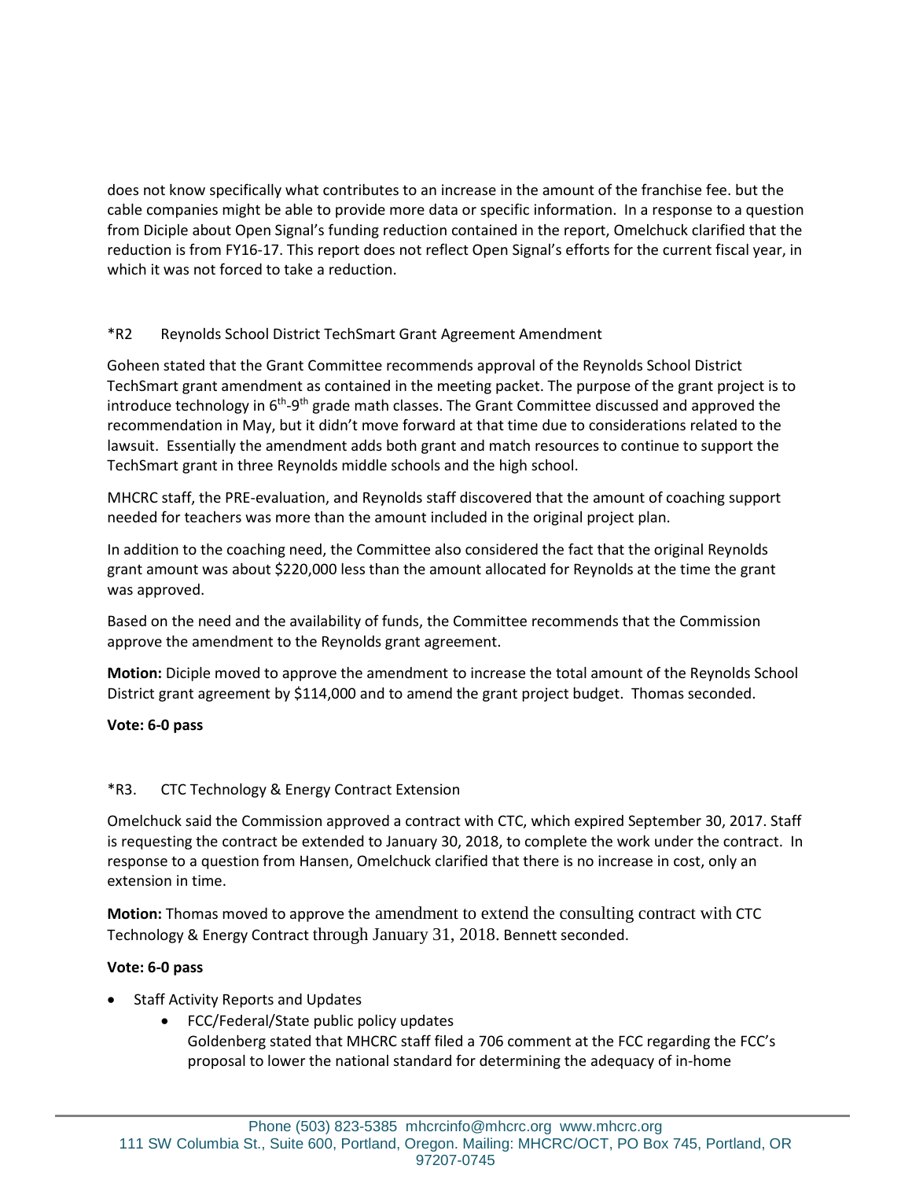does not know specifically what contributes to an increase in the amount of the franchise fee. but the cable companies might be able to provide more data or specific information. In a response to a question from Diciple about Open Signal's funding reduction contained in the report, Omelchuck clarified that the reduction is from FY16-17. This report does not reflect Open Signal's efforts for the current fiscal year, in which it was not forced to take a reduction.

*R2 Reynolds School District TechSmart Grant Agreement Amendment

Goheen stated that the Grant Committee recommends approval of the Reynolds School District TechSmart grant amendment as contained in the meeting packet. The purpose of the grant project is to introduce technology in 6th-9th grade math classes. The Grant Committee discussed and approved the recommendation in May, but it didn't move forward at that time due to considerations related to the lawsuit. Essentially the amendment adds both grant and match resources to continue to support the TechSmart grant in three Reynolds middle schools and the high school.

MHCRC staff, the PRE-evaluation, and Reynolds staff discovered that the amount of coaching support needed for teachers was more than the amount included in the original project plan.

In addition to the coaching need, the Committee also considered the fact that the original Reynolds grant amount was about $220,000 less than the amount allocated for Reynolds at the time the grant was approved.

Based on the need and the availability of funds, the Committee recommends that the Commission approve the amendment to the Reynolds grant agreement.

**Motion:** Diciple moved to approve the amendment to increase the total amount of the Reynolds School District grant agreement by $114,000 and to amend the grant project budget. Thomas seconded.

**Vote: 6-0 pass**

*R3. CTC Technology & Energy Contract Extension

Omelchuck said the Commission approved a contract with CTC, which expired September 30, 2017. Staff is requesting the contract be extended to January 30, 2018, to complete the work under the contract. In response to a question from Hansen, Omelchuck clarified that there is no increase in cost, only an extension in time.

**Motion:** Thomas moved to approve the amendment to extend the consulting contract with CTC Technology & Energy Contract through January 31, 2018. Bennett seconded.

**Vote: 6-0 pass**

- Staff Activity Reports and Updates
  - FCC/Federal/State public policy updates
    Goldenberg stated that MHCRC staff filed a 706 comment at the FCC regarding the FCC's proposal to lower the national standard for determining the adequacy of in-home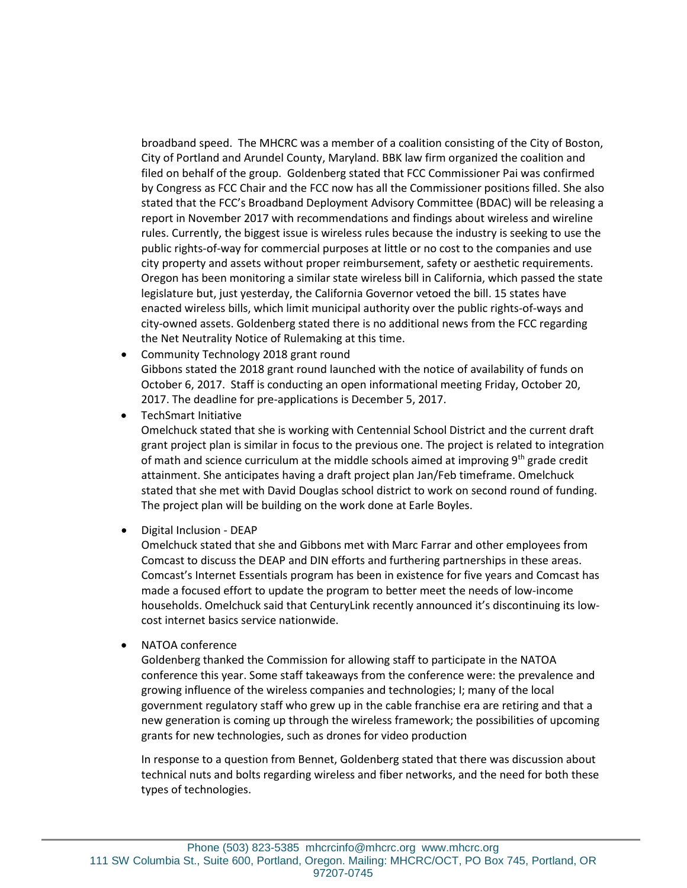broadband speed. The MHCRC was a member of a coalition consisting of the City of Boston, City of Portland and Arundel County, Maryland. BBK law firm organized the coalition and filed on behalf of the group. Goldenberg stated that FCC Commissioner Pai was confirmed by Congress as FCC Chair and the FCC now has all the Commissioner positions filled. She also stated that the FCC's Broadband Deployment Advisory Committee (BDAC) will be releasing a report in November 2017 with recommendations and findings about wireless and wireline rules. Currently, the biggest issue is wireless rules because the industry is seeking to use the public rights-of-way for commercial purposes at little or no cost to the companies and use city property and assets without proper reimbursement, safety or aesthetic requirements. Oregon has been monitoring a similar state wireless bill in California, which passed the state legislature but, just yesterday, the California Governor vetoed the bill. 15 states have enacted wireless bills, which limit municipal authority over the public rights-of-ways and city-owned assets. Goldenberg stated there is no additional news from the FCC regarding the Net Neutrality Notice of Rulemaking at this time.

- Community Technology 2018 grant round
  Gibbons stated the 2018 grant round launched with the notice of availability of funds on October 6, 2017. Staff is conducting an open informational meeting Friday, October 20, 2017. The deadline for pre-applications is December 5, 2017.
- TechSmart Initiative
  Omelchuck stated that she is working with Centennial School District and the current draft grant project plan is similar in focus to the previous one. The project is related to integration of math and science curriculum at the middle schools aimed at improving 9th grade credit attainment. She anticipates having a draft project plan Jan/Feb timeframe. Omelchuck stated that she met with David Douglas school district to work on second round of funding. The project plan will be building on the work done at Earle Boyles.

- Digital Inclusion - DEAP
  Omelchuck stated that she and Gibbons met with Marc Farrar and other employees from Comcast to discuss the DEAP and DIN efforts and furthering partnerships in these areas. Comcast's Internet Essentials program has been in existence for five years and Comcast has made a focused effort to update the program to better meet the needs of low-income households. Omelchuck said that CenturyLink recently announced it's discontinuing its low-cost internet basics service nationwide.

- NATOA conference
  Goldenberg thanked the Commission for allowing staff to participate in the NATOA conference this year. Some staff takeaways from the conference were: the prevalence and growing influence of the wireless companies and technologies; I; many of the local government regulatory staff who grew up in the cable franchise era are retiring and that a new generation is coming up through the wireless framework; the possibilities of upcoming grants for new technologies, such as drones for video production

  In response to a question from Bennet, Goldenberg stated that there was discussion about technical nuts and bolts regarding wireless and fiber networks, and the need for both these types of technologies.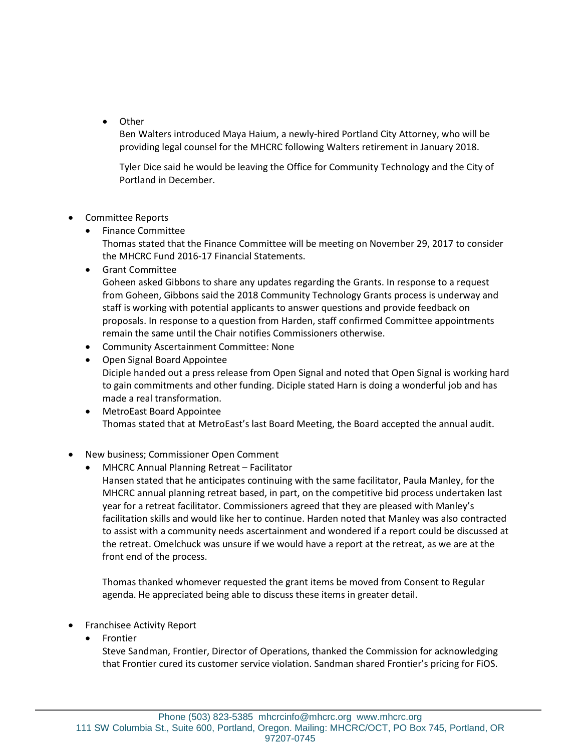- Other

  Ben Walters introduced Maya Haium, a newly-hired Portland City Attorney, who will be providing legal counsel for the MHCRC following Walters retirement in January 2018.

  Tyler Dice said he would be leaving the Office for Community Technology and the City of Portland in December.

- Committee Reports
  - Finance Committee

    Thomas stated that the Finance Committee will be meeting on November 29, 2017 to consider the MHCRC Fund 2016-17 Financial Statements.
  - Grant Committee

    Goheen asked Gibbons to share any updates regarding the Grants. In response to a request from Goheen, Gibbons said the 2018 Community Technology Grants process is underway and staff is working with potential applicants to answer questions and provide feedback on proposals. In response to a question from Harden, staff confirmed Committee appointments remain the same until the Chair notifies Commissioners otherwise.
  - Community Ascertainment Committee: None
  - Open Signal Board Appointee

    Diciple handed out a press release from Open Signal and noted that Open Signal is working hard to gain commitments and other funding. Diciple stated Harn is doing a wonderful job and has made a real transformation.
  - MetroEast Board Appointee

    Thomas stated that at MetroEast's last Board Meeting, the Board accepted the annual audit.

- New business; Commissioner Open Comment
  - MHCRC Annual Planning Retreat – Facilitator

    Hansen stated that he anticipates continuing with the same facilitator, Paula Manley, for the MHCRC annual planning retreat based, in part, on the competitive bid process undertaken last year for a retreat facilitator. Commissioners agreed that they are pleased with Manley's facilitation skills and would like her to continue. Harden noted that Manley was also contracted to assist with a community needs ascertainment and wondered if a report could be discussed at the retreat. Omelchuck was unsure if we would have a report at the retreat, as we are at the front end of the process.

    Thomas thanked whomever requested the grant items be moved from Consent to Regular agenda. He appreciated being able to discuss these items in greater detail.

- Franchisee Activity Report
  - Frontier

    Steve Sandman, Frontier, Director of Operations, thanked the Commission for acknowledging that Frontier cured its customer service violation. Sandman shared Frontier's pricing for FiOS.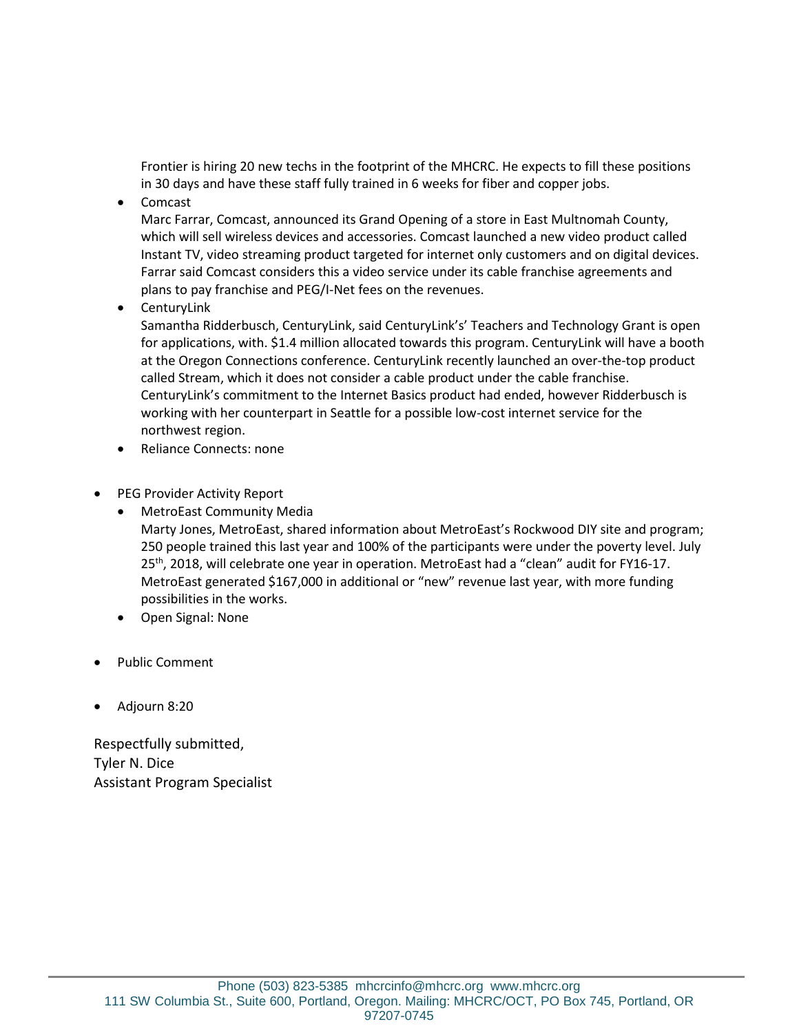Frontier is hiring 20 new techs in the footprint of the MHCRC. He expects to fill these positions in 30 days and have these staff fully trained in 6 weeks for fiber and copper jobs.
- Comcast
  Marc Farrar, Comcast, announced its Grand Opening of a store in East Multnomah County, which will sell wireless devices and accessories. Comcast launched a new video product called Instant TV, video streaming product targeted for internet only customers and on digital devices. Farrar said Comcast considers this a video service under its cable franchise agreements and plans to pay franchise and PEG/I-Net fees on the revenues.
- CenturyLink
  Samantha Ridderbusch, CenturyLink, said CenturyLink's' Teachers and Technology Grant is open for applications, with. $1.4 million allocated towards this program. CenturyLink will have a booth at the Oregon Connections conference. CenturyLink recently launched an over-the-top product called Stream, which it does not consider a cable product under the cable franchise. CenturyLink's commitment to the Internet Basics product had ended, however Ridderbusch is working with her counterpart in Seattle for a possible low-cost internet service for the northwest region.
- Reliance Connects: none

- PEG Provider Activity Report
  - MetroEast Community Media
    Marty Jones, MetroEast, shared information about MetroEast's Rockwood DIY site and program; 250 people trained this last year and 100% of the participants were under the poverty level. July 25th, 2018, will celebrate one year in operation. MetroEast had a "clean" audit for FY16-17. MetroEast generated $167,000 in additional or "new" revenue last year, with more funding possibilities in the works.
  - Open Signal: None

- Public Comment

- Adjourn 8:20

Respectfully submitted,
Tyler N. Dice
Assistant Program Specialist

Phone (503) 823-5385 mhcrcinfo@mhcrc.org www.mhcrc.org
111 SW Columbia St., Suite 600, Portland, Oregon. Mailing: MHCRC/OCT, PO Box 745, Portland, OR 97207-0745